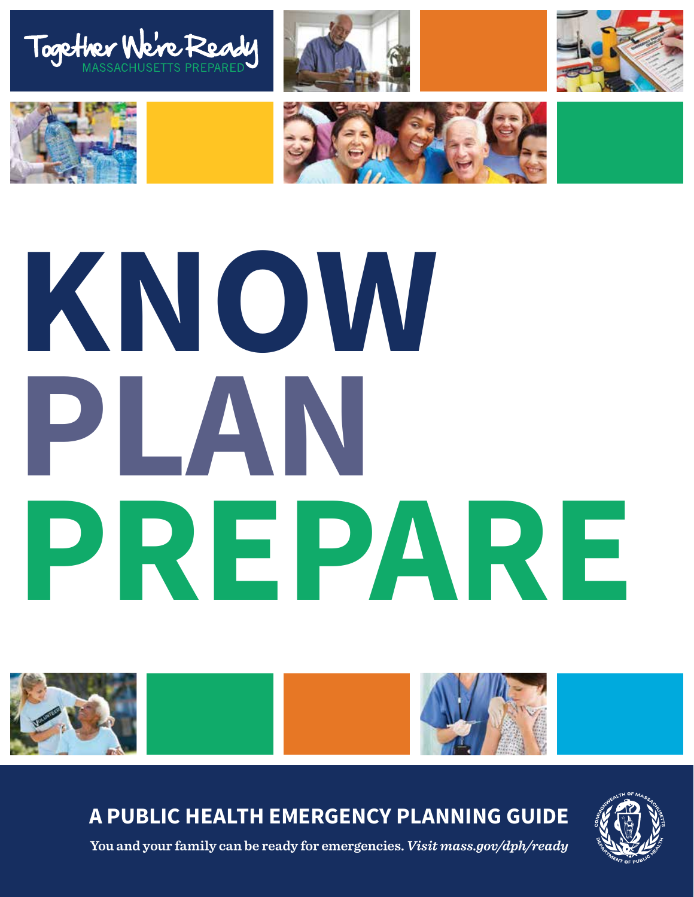Together We're Ready

MASSACHUSETTS PREPARED

# KNOW PLAN PREPARE

## A PUBLIC HEALTH EMERGENCY PLANNING GUIDE

You and your family can be ready for emergencies. *Visit mass.gov/dph/ready*

COMMONWEALTH OF MASSACHUSETTS DEPARTMENT OF PUBLIC HEALTH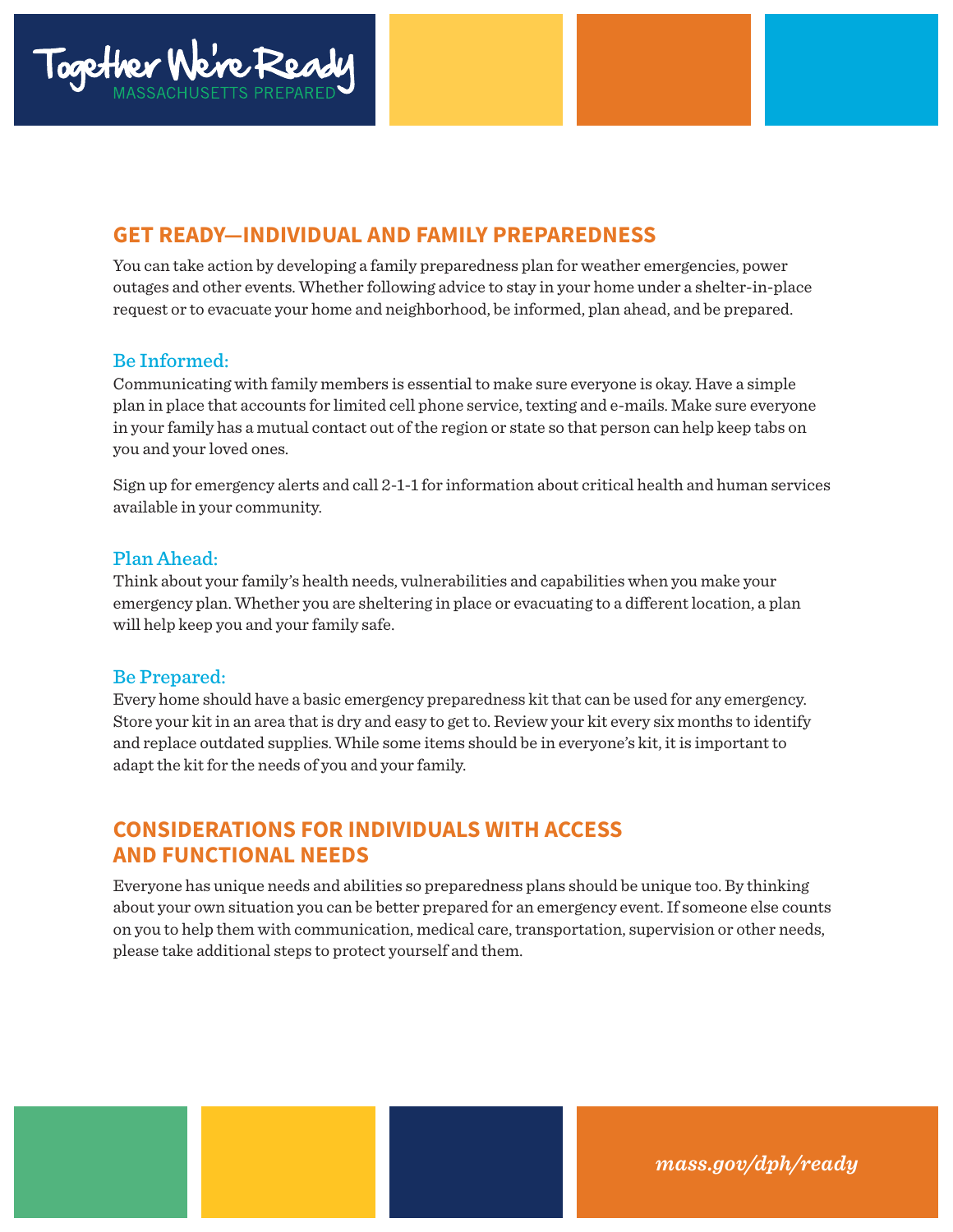## GET READY—INDIVIDUAL AND FAMILY PREPAREDNESS

You can take action by developing a family preparedness plan for weather emergencies, power outages and other events. Whether following advice to stay in your home under a shelter-in-place request or to evacuate your home and neighborhood, be informed, plan ahead, and be prepared.

### Be Informed:

Communicating with family members is essential to make sure everyone is okay. Have a simple plan in place that accounts for limited cell phone service, texting and e-mails. Make sure everyone in your family has a mutual contact out of the region or state so that person can help keep tabs on you and your loved ones.

Sign up for emergency alerts and call 2-1-1 for information about critical health and human services available in your community.

### Plan Ahead:

Think about your family's health needs, vulnerabilities and capabilities when you make your emergency plan. Whether you are sheltering in place or evacuating to a different location, a plan will help keep you and your family safe.

### Be Prepared:

Every home should have a basic emergency preparedness kit that can be used for any emergency. Store your kit in an area that is dry and easy to get to. Review your kit every six months to identify and replace outdated supplies. While some items should be in everyone's kit, it is important to adapt the kit for the needs of you and your family.

## CONSIDERATIONS FOR INDIVIDUALS WITH ACCESS AND FUNCTIONAL NEEDS

Everyone has unique needs and abilities so preparedness plans should be unique too. By thinking about your own situation you can be better prepared for an emergency event. If someone else counts on you to help them with communication, medical care, transportation, supervision or other needs, please take additional steps to protect yourself and them.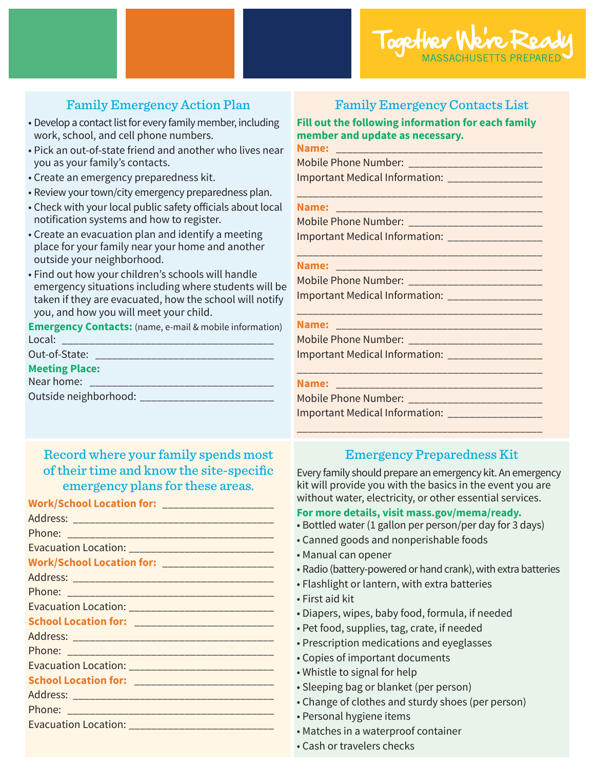Together We're Ready
MASSACHUSETTS PREPARED

## Family Emergency Action Plan

- Develop a contact list for every family member, including work, school, and cell phone numbers.
- Pick an out-of-state friend and another who lives near you as your family's contacts.
- Create an emergency preparedness kit.
- Review your town/city emergency preparedness plan.
- Check with your local public safety officials about local notification systems and how to register.
- Create an evacuation plan and identify a meeting place for your family near your home and another outside your neighborhood.
- Find out how your children's schools will handle emergency situations including where students will be taken if they are evacuated, how the school will notify you, and how you will meet your child.

**Emergency Contacts:** (name, e-mail & mobile information)

Local: ________________________________________

Out-of-State: __________________________________

**Meeting Place:**

Near home: ____________________________________

Outside neighborhood: ___________________________

## Family Emergency Contacts List

**Fill out the following information for each family member and update as necessary.**

**Name:** ______________________________________

Mobile Phone Number: __________________________

Important Medical Information: __________________

_____________________________________________

**Name:** ______________________________________

Mobile Phone Number: __________________________

Important Medical Information: __________________

_____________________________________________

**Name:** ______________________________________

Mobile Phone Number: __________________________

Important Medical Information: __________________

_____________________________________________

**Name:** ______________________________________

Mobile Phone Number: __________________________

Important Medical Information: __________________

_____________________________________________

**Name:** ______________________________________

Mobile Phone Number: __________________________

Important Medical Information: __________________

_____________________________________________

## Record where your family spends most of their time and know the site-specific emergency plans for these areas.

**Work/School Location for:** ____________________

Address: ______________________________________

Phone: ________________________________________

Evacuation Location: ___________________________

**Work/School Location for:** ____________________

Address: ______________________________________

Phone: ________________________________________

Evacuation Location: ___________________________

**School Location for:** _________________________

Address: ______________________________________

Phone: ________________________________________

Evacuation Location: ___________________________

**School Location for:** _________________________

Address: ______________________________________

Phone: ________________________________________

Evacuation Location: ___________________________

## Emergency Preparedness Kit

Every family should prepare an emergency kit. An emergency kit will provide you with the basics in the event you are without water, electricity, or other essential services.

**For more details, visit mass.gov/mema/ready.**

- Bottled water (1 gallon per person/per day for 3 days)
- Canned goods and nonperishable foods
- Manual can opener
- Radio (battery-powered or hand crank), with extra batteries
- Flashlight or lantern, with extra batteries
- First aid kit
- Diapers, wipes, baby food, formula, if needed
- Pet food, supplies, tag, crate, if needed
- Prescription medications and eyeglasses
- Copies of important documents
- Whistle to signal for help
- Sleeping bag or blanket (per person)
- Change of clothes and sturdy shoes (per person)
- Personal hygiene items
- Matches in a waterproof container
- Cash or travelers checks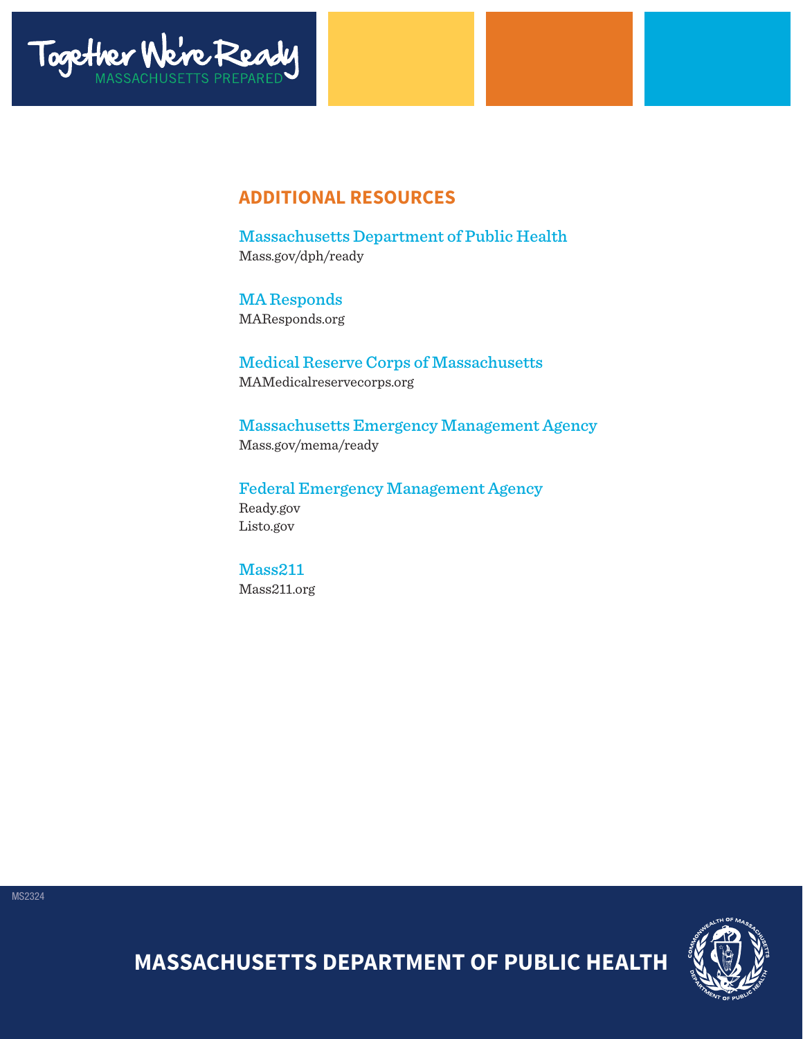Together We're Ready
MASSACHUSETTS PREPARED

## ADDITIONAL RESOURCES

**Massachusetts Department of Public Health**
Mass.gov/dph/ready

**MA Responds**
MAResponds.org

**Medical Reserve Corps of Massachusetts**
MAMedicalreservecorps.org

**Massachusetts Emergency Management Agency**
Mass.gov/mema/ready

**Federal Emergency Management Agency**
Ready.gov
Listo.gov

**Mass211**
Mass211.org

MS2324

**MASSACHUSETTS DEPARTMENT OF PUBLIC HEALTH**